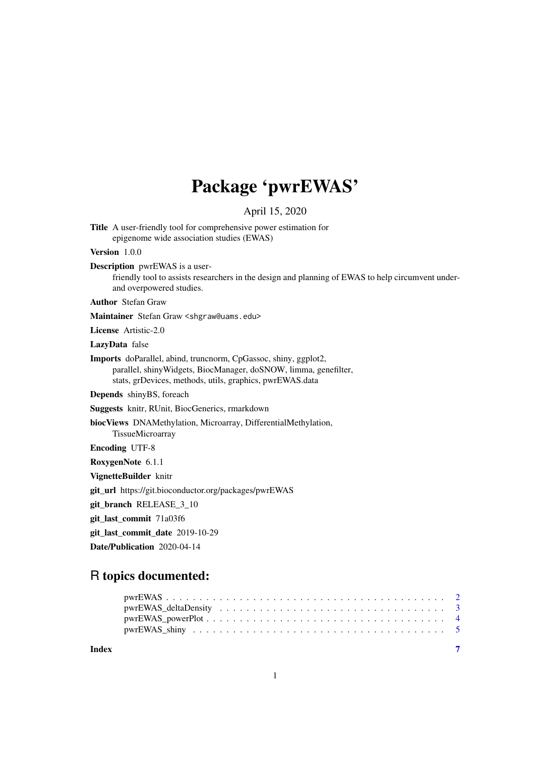# Package 'pwrEWAS'

April 15, 2020

**Title** A user-friendly tool for comprehensive power estimation for epigenome wide association studies (EWAS)

**Version** 1.0.0

**Description** pwrEWAS is a user-friendly tool to assists researchers in the design and planning of EWAS to help circumvent under- and overpowered studies.

**Author** Stefan Graw

**Maintainer** Stefan Graw <shgraw@uams.edu>

**License** Artistic-2.0

**LazyData** false

**Imports** doParallel, abind, truncnorm, CpGassoc, shiny, ggplot2, parallel, shinyWidgets, BiocManager, doSNOW, limma, genefilter, stats, grDevices, methods, utils, graphics, pwrEWAS.data

**Depends** shinyBS, foreach

**Suggests** knitr, RUnit, BiocGenerics, rmarkdown

**biocViews** DNAMethylation, Microarray, DifferentialMethylation, TissueMicroarray

**Encoding** UTF-8

**RoxygenNote** 6.1.1

**VignetteBuilder** knitr

**git_url** https://git.bioconductor.org/packages/pwrEWAS

**git_branch** RELEASE_3_10

**git_last_commit** 71a03f6

**git_last_commit_date** 2019-10-29

**Date/Publication** 2020-04-14

## R topics documented:

| | |
|---|---|
| pwrEWAS | 2 |
| pwrEWAS_deltaDensity | 3 |
| pwrEWAS_powerPlot | 4 |
| pwrEWAS_shiny | 5 |
| **Index** | **7** |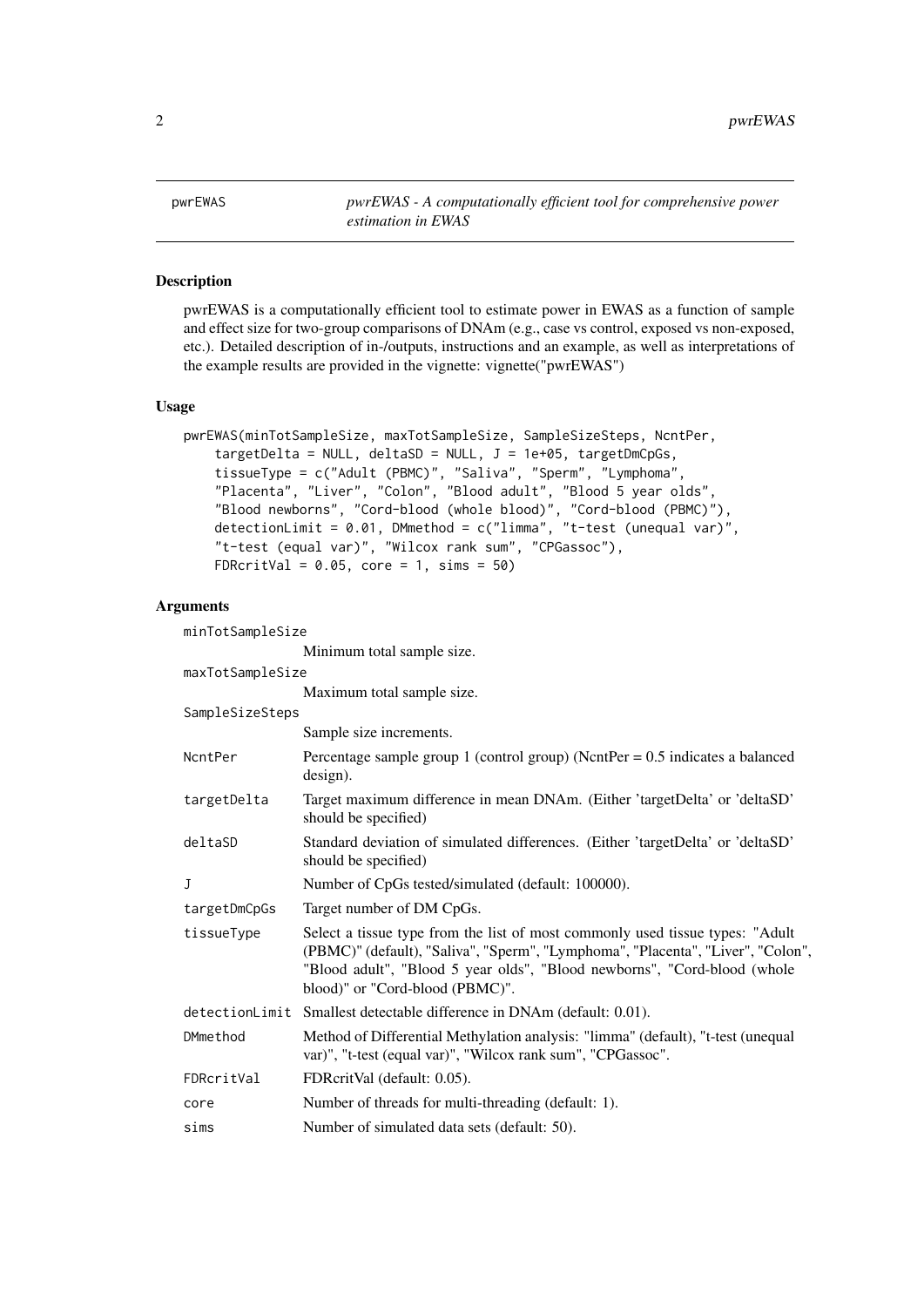pwrEWAS — *pwrEWAS - A computationally efficient tool for comprehensive power estimation in EWAS*

## Description

pwrEWAS is a computationally efficient tool to estimate power in EWAS as a function of sample and effect size for two-group comparisons of DNAm (e.g., case vs control, exposed vs non-exposed, etc.). Detailed description of in-/outputs, instructions and an example, as well as interpretations of the example results are provided in the vignette: vignette("pwrEWAS")

## Usage

```
pwrEWAS(minTotSampleSize, maxTotSampleSize, SampleSizeSteps, NcntPer,
    targetDelta = NULL, deltaSD = NULL, J = 1e+05, targetDmCpGs,
    tissueType = c("Adult (PBMC)", "Saliva", "Sperm", "Lymphoma",
    "Placenta", "Liver", "Colon", "Blood adult", "Blood 5 year olds",
    "Blood newborns", "Cord-blood (whole blood)", "Cord-blood (PBMC)"),
    detectionLimit = 0.01, DMmethod = c("limma", "t-test (unequal var)",
    "t-test (equal var)", "Wilcox rank sum", "CPGassoc"),
    FDRcritVal = 0.05, core = 1, sims = 50)
```

## Arguments

| Argument | Description |
|---|---|
| minTotSampleSize | Minimum total sample size. |
| maxTotSampleSize | Maximum total sample size. |
| SampleSizeSteps | Sample size increments. |
| NcntPer | Percentage sample group 1 (control group) (NcntPer = 0.5 indicates a balanced design). |
| targetDelta | Target maximum difference in mean DNAm. (Either 'targetDelta' or 'deltaSD' should be specified) |
| deltaSD | Standard deviation of simulated differences. (Either 'targetDelta' or 'deltaSD' should be specified) |
| J | Number of CpGs tested/simulated (default: 100000). |
| targetDmCpGs | Target number of DM CpGs. |
| tissueType | Select a tissue type from the list of most commonly used tissue types: "Adult (PBMC)" (default), "Saliva", "Sperm", "Lymphoma", "Placenta", "Liver", "Colon", "Blood adult", "Blood 5 year olds", "Blood newborns", "Cord-blood (whole blood)" or "Cord-blood (PBMC)". |
| detectionLimit | Smallest detectable difference in DNAm (default: 0.01). |
| DMmethod | Method of Differential Methylation analysis: "limma" (default), "t-test (unequal var)", "t-test (equal var)", "Wilcox rank sum", "CPGassoc". |
| FDRcritVal | FDRcritVal (default: 0.05). |
| core | Number of threads for multi-threading (default: 1). |
| sims | Number of simulated data sets (default: 50). |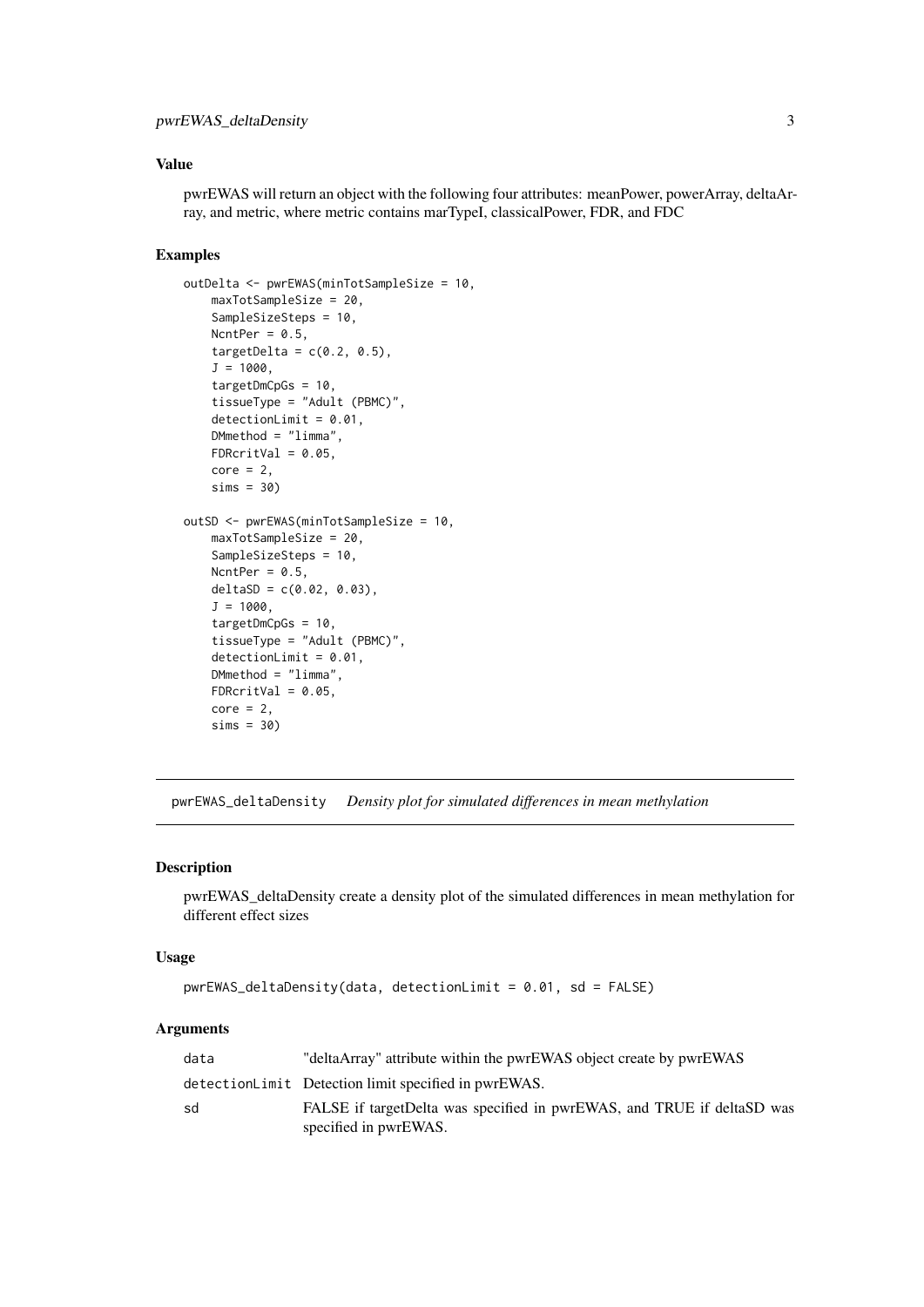### Value

pwrEWAS will return an object with the following four attributes: meanPower, powerArray, deltaArray, and metric, where metric contains marTypeI, classicalPower, FDR, and FDC

### Examples

```
outDelta <- pwrEWAS(minTotSampleSize = 10,
    maxTotSampleSize = 20,
    SampleSizeSteps = 10,
    NcntPer = 0.5,
    targetDelta = c(0.2, 0.5),
    J = 1000,
    targetDmCpGs = 10,
    tissueType = "Adult (PBMC)",
    detectionLimit = 0.01,
    DMmethod = "limma",
    FDRcritVal = 0.05,
    core = 2,
    sims = 30)

outSD <- pwrEWAS(minTotSampleSize = 10,
    maxTotSampleSize = 20,
    SampleSizeSteps = 10,
    NcntPer = 0.5,
    deltaSD = c(0.02, 0.03),
    J = 1000,
    targetDmCpGs = 10,
    tissueType = "Adult (PBMC)",
    detectionLimit = 0.01,
    DMmethod = "limma",
    FDRcritVal = 0.05,
    core = 2,
    sims = 30)
```

---

## pwrEWAS_deltaDensity *Density plot for simulated differences in mean methylation*

### Description

pwrEWAS_deltaDensity create a density plot of the simulated differences in mean methylation for different effect sizes

### Usage

```
pwrEWAS_deltaDensity(data, detectionLimit = 0.01, sd = FALSE)
```

### Arguments

| | |
|---|---|
| data | "deltaArray" attribute within the pwrEWAS object create by pwrEWAS |
| detectionLimit | Detection limit specified in pwrEWAS. |
| sd | FALSE if targetDelta was specified in pwrEWAS, and TRUE if deltaSD was specified in pwrEWAS. |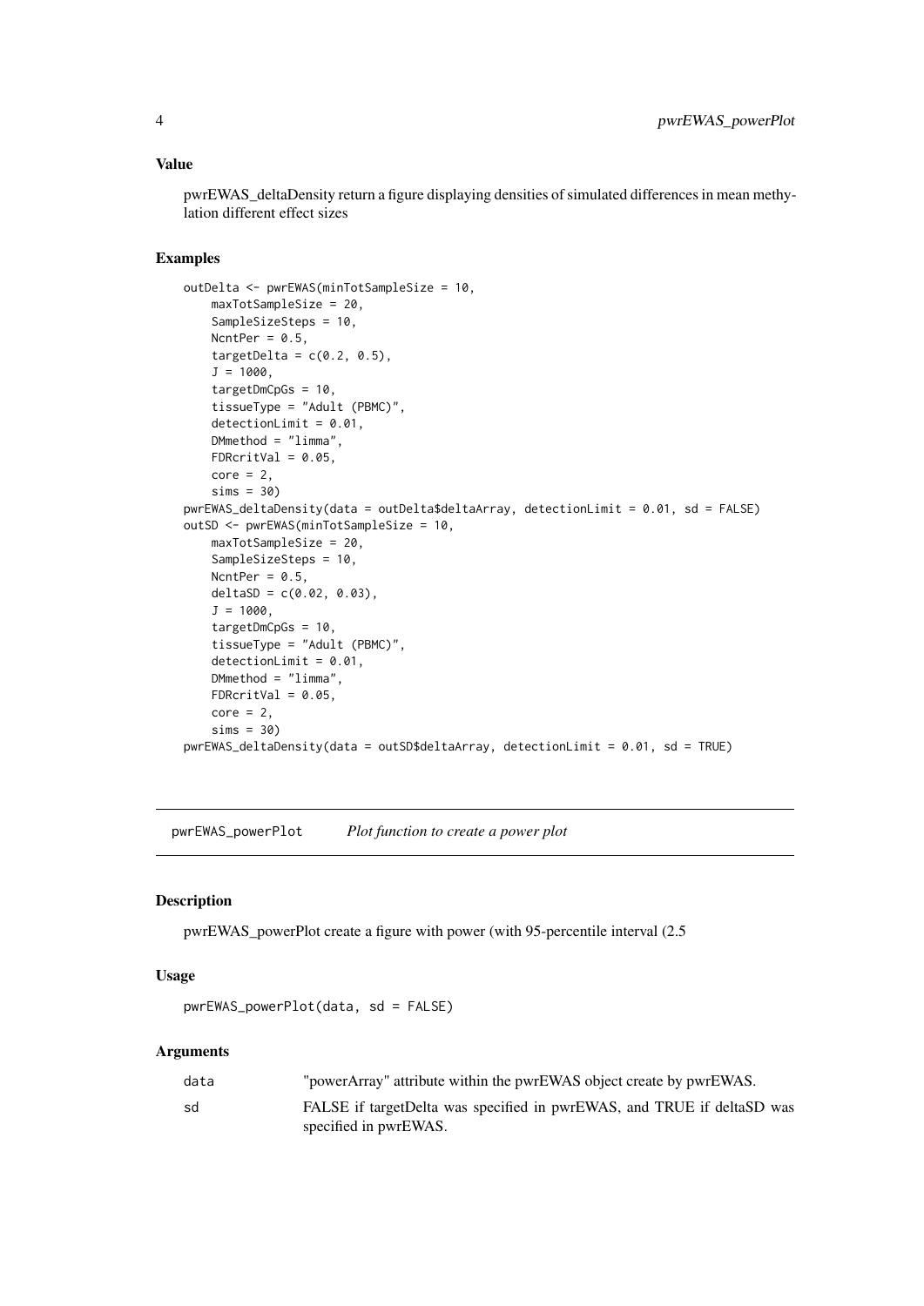### Value

pwrEWAS_deltaDensity return a figure displaying densities of simulated differences in mean methylation different effect sizes

### Examples

```
outDelta <- pwrEWAS(minTotSampleSize = 10,
    maxTotSampleSize = 20,
    SampleSizeSteps = 10,
    NcntPer = 0.5,
    targetDelta = c(0.2, 0.5),
    J = 1000,
    targetDmCpGs = 10,
    tissueType = "Adult (PBMC)",
    detectionLimit = 0.01,
    DMmethod = "limma",
    FDRcritVal = 0.05,
    core = 2,
    sims = 30)
pwrEWAS_deltaDensity(data = outDelta$deltaArray, detectionLimit = 0.01, sd = FALSE)
outSD <- pwrEWAS(minTotSampleSize = 10,
    maxTotSampleSize = 20,
    SampleSizeSteps = 10,
    NcntPer = 0.5,
    deltaSD = c(0.02, 0.03),
    J = 1000,
    targetDmCpGs = 10,
    tissueType = "Adult (PBMC)",
    detectionLimit = 0.01,
    DMmethod = "limma",
    FDRcritVal = 0.05,
    core = 2,
    sims = 30)
pwrEWAS_deltaDensity(data = outSD$deltaArray, detectionLimit = 0.01, sd = TRUE)
```

---

## pwrEWAS_powerPlot *Plot function to create a power plot*

### Description

pwrEWAS_powerPlot create a figure with power (with 95-percentile interval (2.5

### Usage

```
pwrEWAS_powerPlot(data, sd = FALSE)
```

### Arguments

| | |
|---|---|
| data | "powerArray" attribute within the pwrEWAS object create by pwrEWAS. |
| sd | FALSE if targetDelta was specified in pwrEWAS, and TRUE if deltaSD was specified in pwrEWAS. |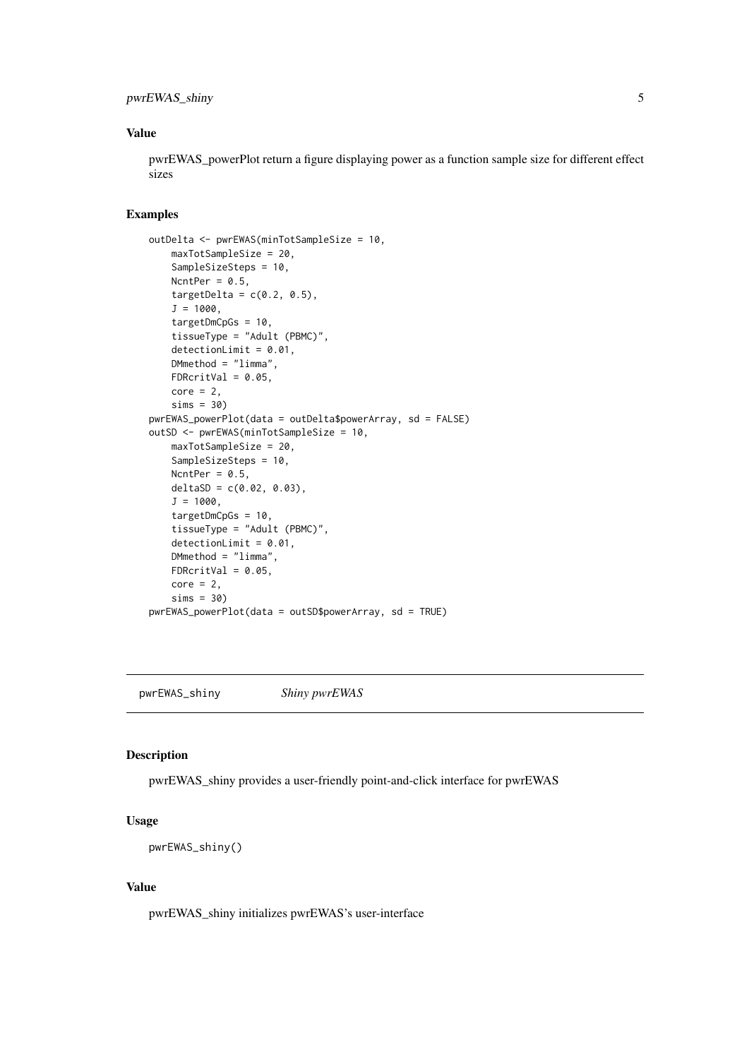### Value

pwrEWAS_powerPlot return a figure displaying power as a function sample size for different effect sizes

### Examples

```
outDelta <- pwrEWAS(minTotSampleSize = 10,
    maxTotSampleSize = 20,
    SampleSizeSteps = 10,
    NcntPer = 0.5,
    targetDelta = c(0.2, 0.5),
    J = 1000,
    targetDmCpGs = 10,
    tissueType = "Adult (PBMC)",
    detectionLimit = 0.01,
    DMmethod = "limma",
    FDRcritVal = 0.05,
    core = 2,
    sims = 30)
pwrEWAS_powerPlot(data = outDelta$powerArray, sd = FALSE)
outSD <- pwrEWAS(minTotSampleSize = 10,
    maxTotSampleSize = 20,
    SampleSizeSteps = 10,
    NcntPer = 0.5,
    deltaSD = c(0.02, 0.03),
    J = 1000,
    targetDmCpGs = 10,
    tissueType = "Adult (PBMC)",
    detectionLimit = 0.01,
    DMmethod = "limma",
    FDRcritVal = 0.05,
    core = 2,
    sims = 30)
pwrEWAS_powerPlot(data = outSD$powerArray, sd = TRUE)
```

---

## pwrEWAS_shiny *Shiny pwrEWAS*

### Description

pwrEWAS_shiny provides a user-friendly point-and-click interface for pwrEWAS

### Usage

```
pwrEWAS_shiny()
```

### Value

pwrEWAS_shiny initializes pwrEWAS's user-interface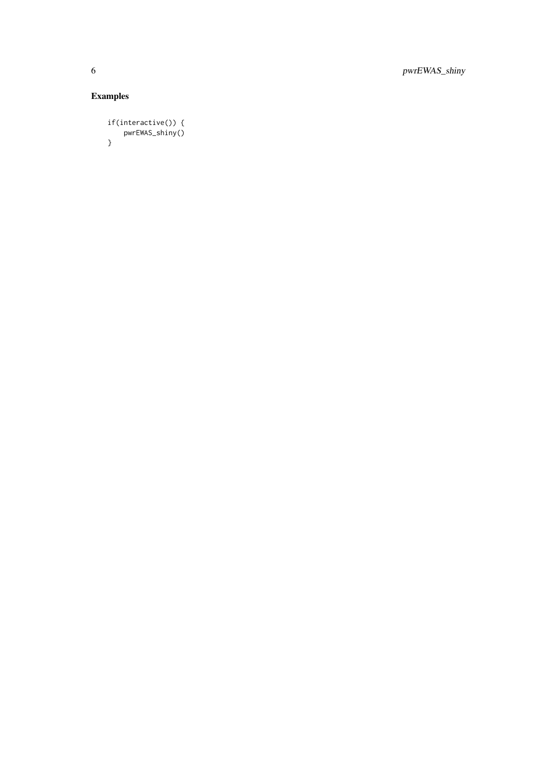## Examples

```
if(interactive()) {
    pwrEWAS_shiny()
}
```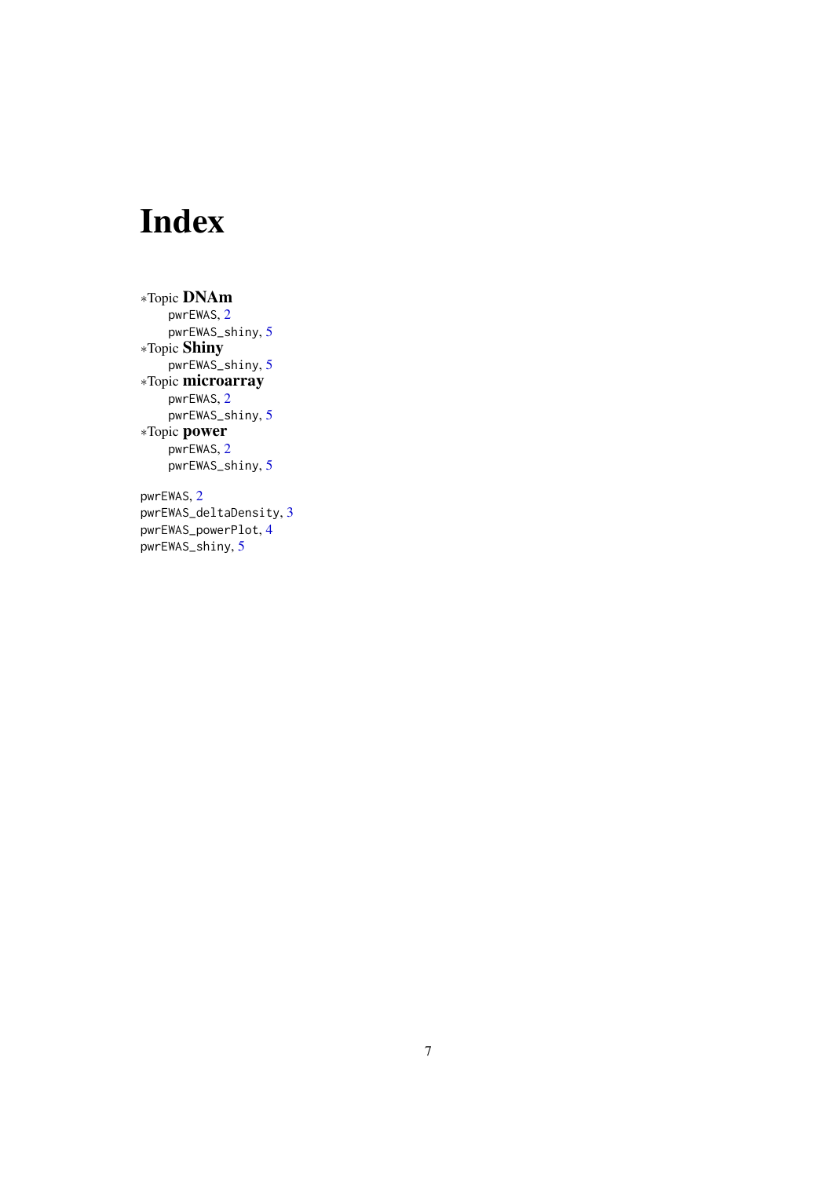# Index

∗Topic **DNAm**
    pwrEWAS, 2
    pwrEWAS_shiny, 5
∗Topic **Shiny**
    pwrEWAS_shiny, 5
∗Topic **microarray**
    pwrEWAS, 2
    pwrEWAS_shiny, 5
∗Topic **power**
    pwrEWAS, 2
    pwrEWAS_shiny, 5

pwrEWAS, 2
pwrEWAS_deltaDensity, 3
pwrEWAS_powerPlot, 4
pwrEWAS_shiny, 5